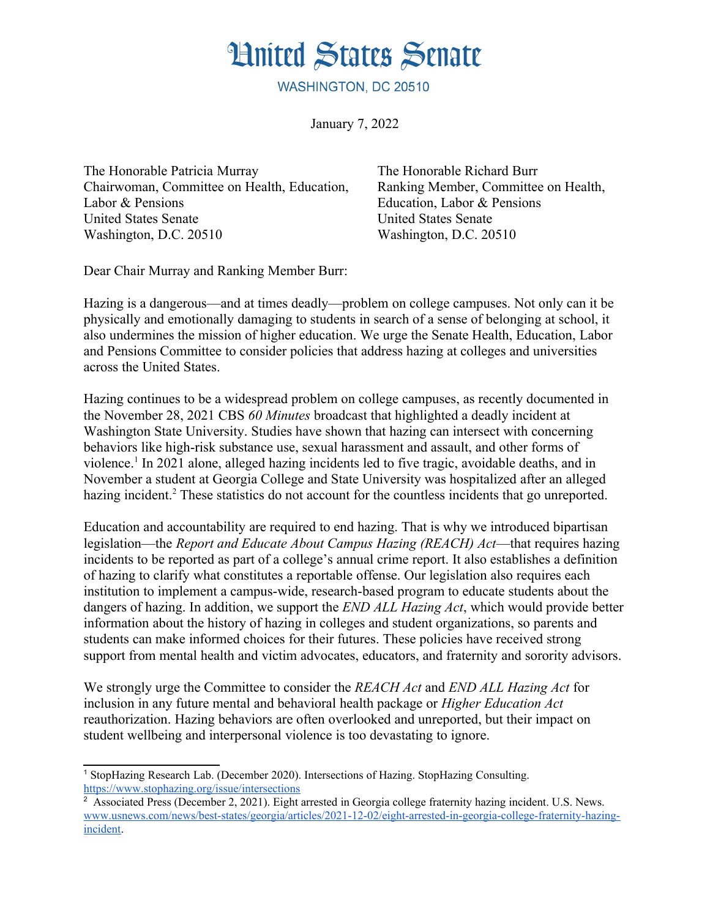# United States Senate

WASHINGTON, DC 20510

January 7, 2022

The Honorable Patricia Murray
Chairwoman, Committee on Health, Education, Labor & Pensions
United States Senate
Washington, D.C. 20510

The Honorable Richard Burr
Ranking Member, Committee on Health, Education, Labor & Pensions
United States Senate
Washington, D.C. 20510

Dear Chair Murray and Ranking Member Burr:

Hazing is a dangerous—and at times deadly—problem on college campuses. Not only can it be physically and emotionally damaging to students in search of a sense of belonging at school, it also undermines the mission of higher education. We urge the Senate Health, Education, Labor and Pensions Committee to consider policies that address hazing at colleges and universities across the United States.

Hazing continues to be a widespread problem on college campuses, as recently documented in the November 28, 2021 CBS *60 Minutes* broadcast that highlighted a deadly incident at Washington State University. Studies have shown that hazing can intersect with concerning behaviors like high-risk substance use, sexual harassment and assault, and other forms of violence.[1] In 2021 alone, alleged hazing incidents led to five tragic, avoidable deaths, and in November a student at Georgia College and State University was hospitalized after an alleged hazing incident.[2] These statistics do not account for the countless incidents that go unreported.

Education and accountability are required to end hazing. That is why we introduced bipartisan legislation—the *Report and Educate About Campus Hazing (REACH) Act*—that requires hazing incidents to be reported as part of a college's annual crime report. It also establishes a definition of hazing to clarify what constitutes a reportable offense. Our legislation also requires each institution to implement a campus-wide, research-based program to educate students about the dangers of hazing. In addition, we support the *END ALL Hazing Act*, which would provide better information about the history of hazing in colleges and student organizations, so parents and students can make informed choices for their futures. These policies have received strong support from mental health and victim advocates, educators, and fraternity and sorority advisors.

We strongly urge the Committee to consider the *REACH Act* and *END ALL Hazing Act* for inclusion in any future mental and behavioral health package or *Higher Education Act* reauthorization. Hazing behaviors are often overlooked and unreported, but their impact on student wellbeing and interpersonal violence is too devastating to ignore.

---

[1] StopHazing Research Lab. (December 2020). Intersections of Hazing. StopHazing Consulting. https://www.stophazing.org/issue/intersections

[2] Associated Press (December 2, 2021). Eight arrested in Georgia college fraternity hazing incident. U.S. News. www.usnews.com/news/best-states/georgia/articles/2021-12-02/eight-arrested-in-georgia-college-fraternity-hazing-incident.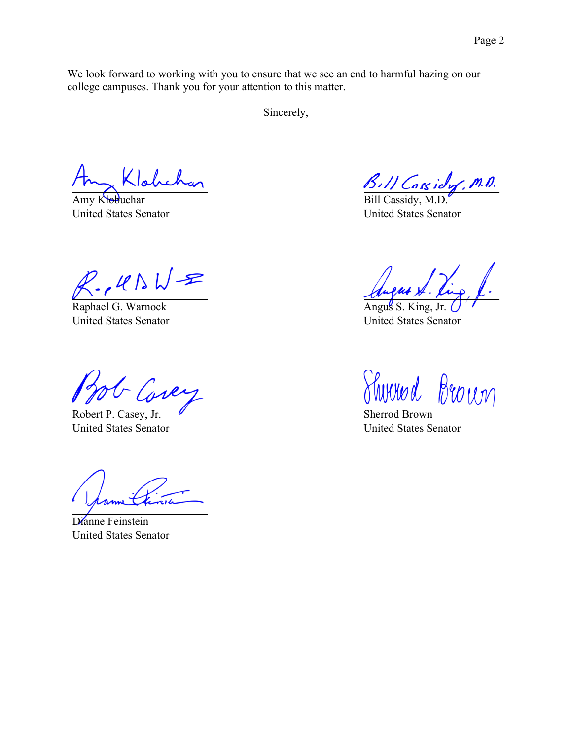We look forward to working with you to ensure that we see an end to harmful hazing on our college campuses. Thank you for your attention to this matter.

Sincerely,

Amy Klobuchar
United States Senator

Bill Cassidy, M.D.
United States Senator

Raphael G. Warnock
United States Senator

Angus S. King, Jr.
United States Senator

Robert P. Casey, Jr.
United States Senator

Sherrod Brown
United States Senator

Dianne Feinstein
United States Senator